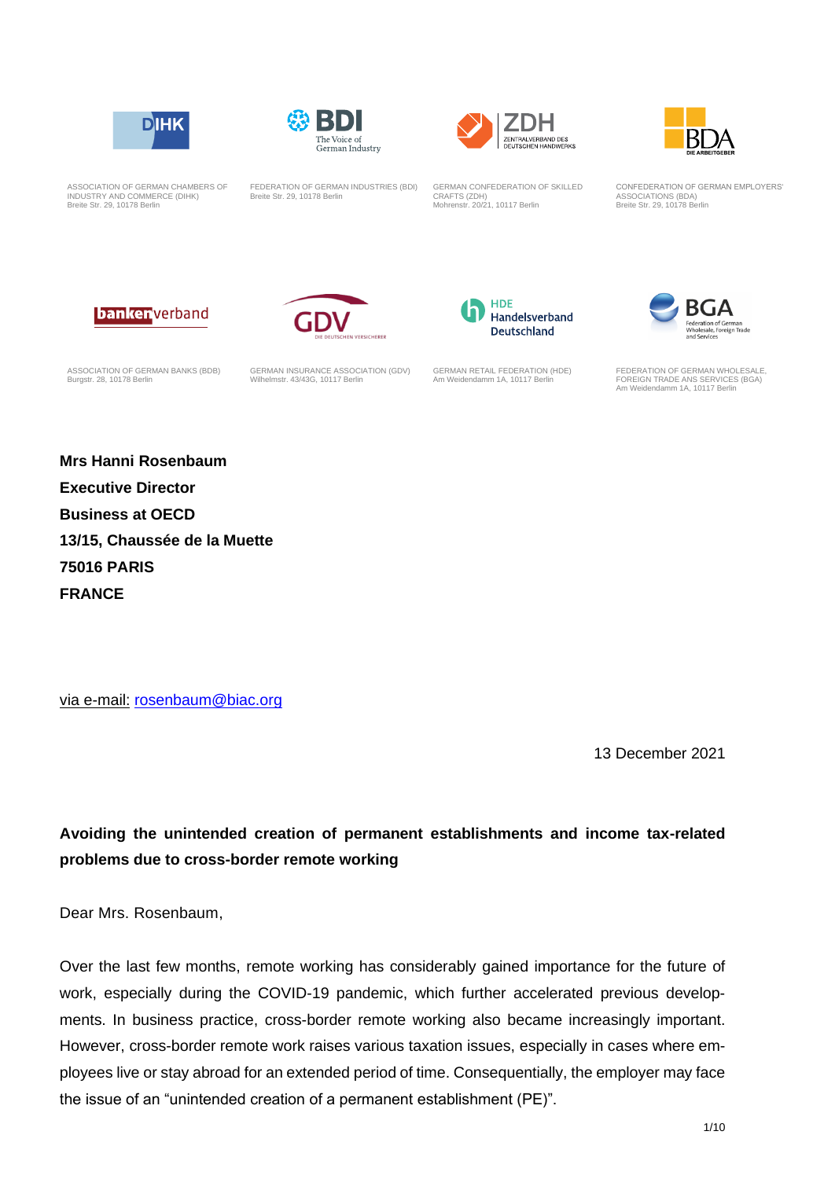ASSOCIATION OF GERMAN CHAMBERS OF INDUSTRY AND COMMERCE (DIHK)
Breite Str. 29, 10178 Berlin

FEDERATION OF GERMAN INDUSTRIES (BDI)
Breite Str. 29, 10178 Berlin

GERMAN CONFEDERATION OF SKILLED CRAFTS (ZDH)
Mohrenstr. 20/21, 10117 Berlin

CONFEDERATION OF GERMAN EMPLOYERS' ASSOCIATIONS (BDA)
Breite Str. 29, 10178 Berlin

ASSOCIATION OF GERMAN BANKS (BDB)
Burgstr. 28, 10178 Berlin

GERMAN INSURANCE ASSOCIATION (GDV)
Wilhelmstr. 43/43G, 10117 Berlin

GERMAN RETAIL FEDERATION (HDE)
Am Weidendamm 1A, 10117 Berlin

FEDERATION OF GERMAN WHOLESALE, FOREIGN TRADE ANS SERVICES (BGA)
Am Weidendamm 1A, 10117 Berlin

**Mrs Hanni Rosenbaum**
**Executive Director**
**Business at OECD**
**13/15, Chaussée de la Muette**
**75016 PARIS**
**FRANCE**

via e-mail: rosenbaum@biac.org

13 December 2021

**Avoiding the unintended creation of permanent establishments and income tax-related problems due to cross-border remote working**

Dear Mrs. Rosenbaum,

Over the last few months, remote working has considerably gained importance for the future of work, especially during the COVID-19 pandemic, which further accelerated previous developments. In business practice, cross-border remote working also became increasingly important. However, cross-border remote work raises various taxation issues, especially in cases where employees live or stay abroad for an extended period of time. Consequentially, the employer may face the issue of an "unintended creation of a permanent establishment (PE)".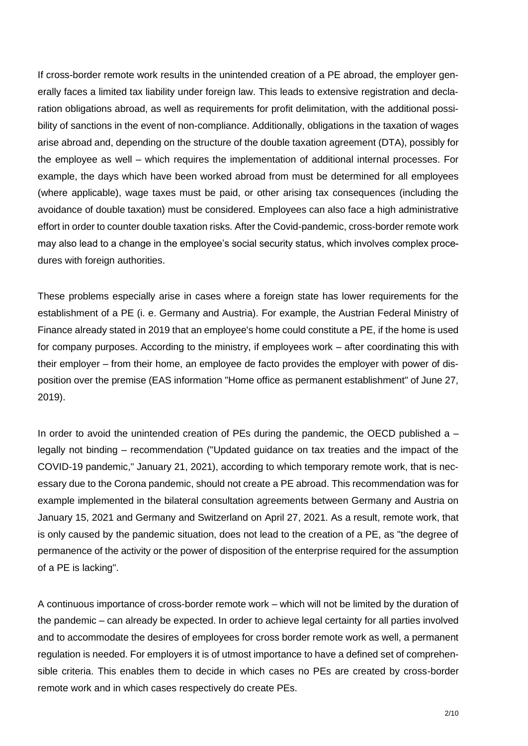If cross-border remote work results in the unintended creation of a PE abroad, the employer generally faces a limited tax liability under foreign law. This leads to extensive registration and declaration obligations abroad, as well as requirements for profit delimitation, with the additional possibility of sanctions in the event of non-compliance. Additionally, obligations in the taxation of wages arise abroad and, depending on the structure of the double taxation agreement (DTA), possibly for the employee as well – which requires the implementation of additional internal processes. For example, the days which have been worked abroad from must be determined for all employees (where applicable), wage taxes must be paid, or other arising tax consequences (including the avoidance of double taxation) must be considered. Employees can also face a high administrative effort in order to counter double taxation risks. After the Covid-pandemic, cross-border remote work may also lead to a change in the employee's social security status, which involves complex procedures with foreign authorities.

These problems especially arise in cases where a foreign state has lower requirements for the establishment of a PE (i. e. Germany and Austria). For example, the Austrian Federal Ministry of Finance already stated in 2019 that an employee's home could constitute a PE, if the home is used for company purposes. According to the ministry, if employees work – after coordinating this with their employer – from their home, an employee de facto provides the employer with power of disposition over the premise (EAS information "Home office as permanent establishment" of June 27, 2019).

In order to avoid the unintended creation of PEs during the pandemic, the OECD published a – legally not binding – recommendation ("Updated guidance on tax treaties and the impact of the COVID-19 pandemic," January 21, 2021), according to which temporary remote work, that is necessary due to the Corona pandemic, should not create a PE abroad. This recommendation was for example implemented in the bilateral consultation agreements between Germany and Austria on January 15, 2021 and Germany and Switzerland on April 27, 2021. As a result, remote work, that is only caused by the pandemic situation, does not lead to the creation of a PE, as "the degree of permanence of the activity or the power of disposition of the enterprise required for the assumption of a PE is lacking".

A continuous importance of cross-border remote work – which will not be limited by the duration of the pandemic – can already be expected. In order to achieve legal certainty for all parties involved and to accommodate the desires of employees for cross border remote work as well, a permanent regulation is needed. For employers it is of utmost importance to have a defined set of comprehensible criteria. This enables them to decide in which cases no PEs are created by cross-border remote work and in which cases respectively do create PEs.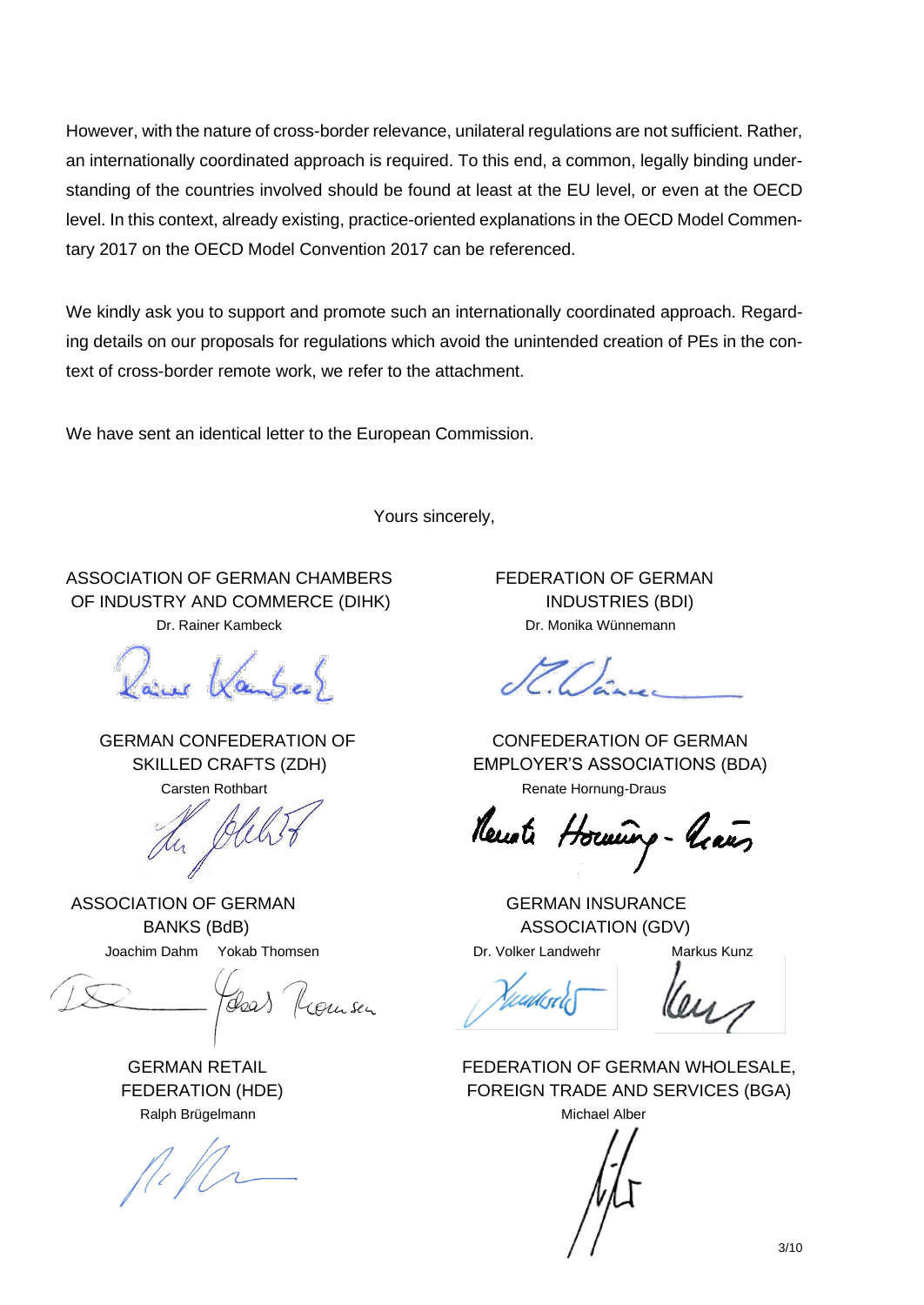However, with the nature of cross-border relevance, unilateral regulations are not sufficient. Rather, an internationally coordinated approach is required. To this end, a common, legally binding understanding of the countries involved should be found at least at the EU level, or even at the OECD level. In this context, already existing, practice-oriented explanations in the OECD Model Commentary 2017 on the OECD Model Convention 2017 can be referenced.

We kindly ask you to support and promote such an internationally coordinated approach. Regarding details on our proposals for regulations which avoid the unintended creation of PEs in the context of cross-border remote work, we refer to the attachment.

We have sent an identical letter to the European Commission.

Yours sincerely,

ASSOCIATION OF GERMAN CHAMBERS OF INDUSTRY AND COMMERCE (DIHK)
Dr. Rainer Kambeck

FEDERATION OF GERMAN INDUSTRIES (BDI)
Dr. Monika Wünnemann

GERMAN CONFEDERATION OF SKILLED CRAFTS (ZDH)
Carsten Rothbart

CONFEDERATION OF GERMAN EMPLOYER'S ASSOCIATIONS (BDA)
Renate Hornung-Draus

ASSOCIATION OF GERMAN BANKS (BdB)
Joachim Dahm Yokab Thomsen

GERMAN INSURANCE ASSOCIATION (GDV)
Dr. Volker Landwehr Markus Kunz

GERMAN RETAIL FEDERATION (HDE)
Ralph Brügelmann

FEDERATION OF GERMAN WHOLESALE, FOREIGN TRADE AND SERVICES (BGA)
Michael Alber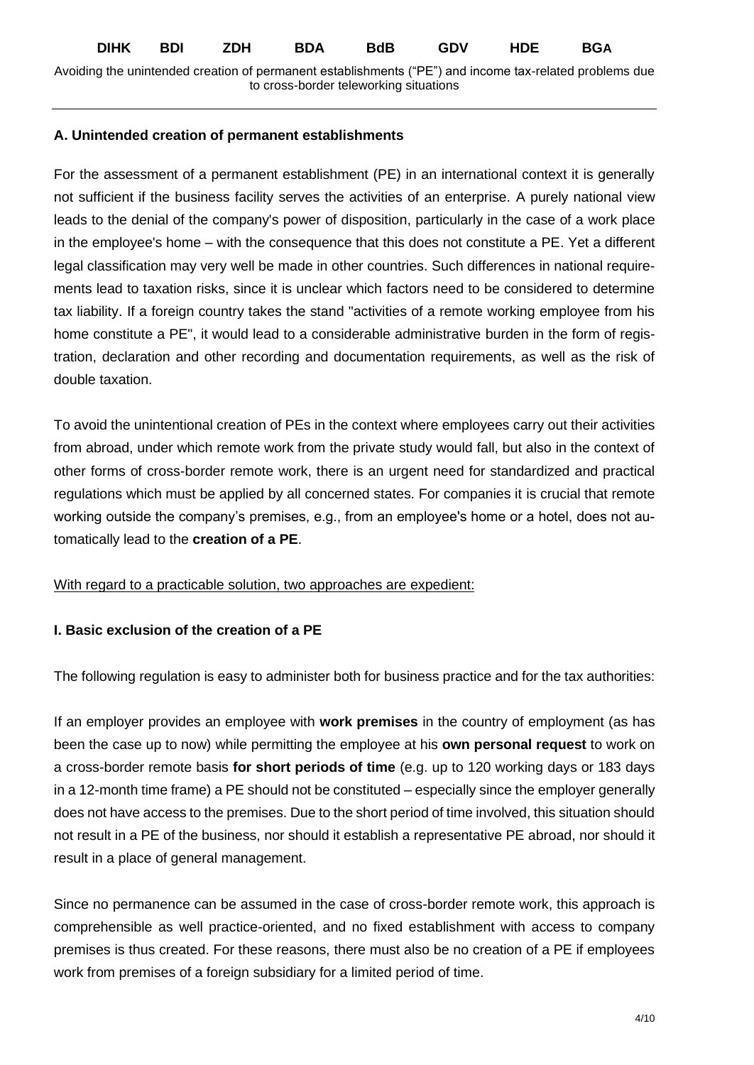## A. Unintended creation of permanent establishments

For the assessment of a permanent establishment (PE) in an international context it is generally not sufficient if the business facility serves the activities of an enterprise. A purely national view leads to the denial of the company's power of disposition, particularly in the case of a work place in the employee's home – with the consequence that this does not constitute a PE. Yet a different legal classification may very well be made in other countries. Such differences in national requirements lead to taxation risks, since it is unclear which factors need to be considered to determine tax liability. If a foreign country takes the stand "activities of a remote working employee from his home constitute a PE", it would lead to a considerable administrative burden in the form of registration, declaration and other recording and documentation requirements, as well as the risk of double taxation.

To avoid the unintentional creation of PEs in the context where employees carry out their activities from abroad, under which remote work from the private study would fall, but also in the context of other forms of cross-border remote work, there is an urgent need for standardized and practical regulations which must be applied by all concerned states. For companies it is crucial that remote working outside the company's premises, e.g., from an employee's home or a hotel, does not automatically lead to the **creation of a PE**.

With regard to a practicable solution, two approaches are expedient:

### I. Basic exclusion of the creation of a PE

The following regulation is easy to administer both for business practice and for the tax authorities:

If an employer provides an employee with **work premises** in the country of employment (as has been the case up to now) while permitting the employee at his **own personal request** to work on a cross-border remote basis **for short periods of time** (e.g. up to 120 working days or 183 days in a 12-month time frame) a PE should not be constituted – especially since the employer generally does not have access to the premises. Due to the short period of time involved, this situation should not result in a PE of the business, nor should it establish a representative PE abroad, nor should it result in a place of general management.

Since no permanence can be assumed in the case of cross-border remote work, this approach is comprehensible as well practice-oriented, and no fixed establishment with access to company premises is thus created. For these reasons, there must also be no creation of a PE if employees work from premises of a foreign subsidiary for a limited period of time.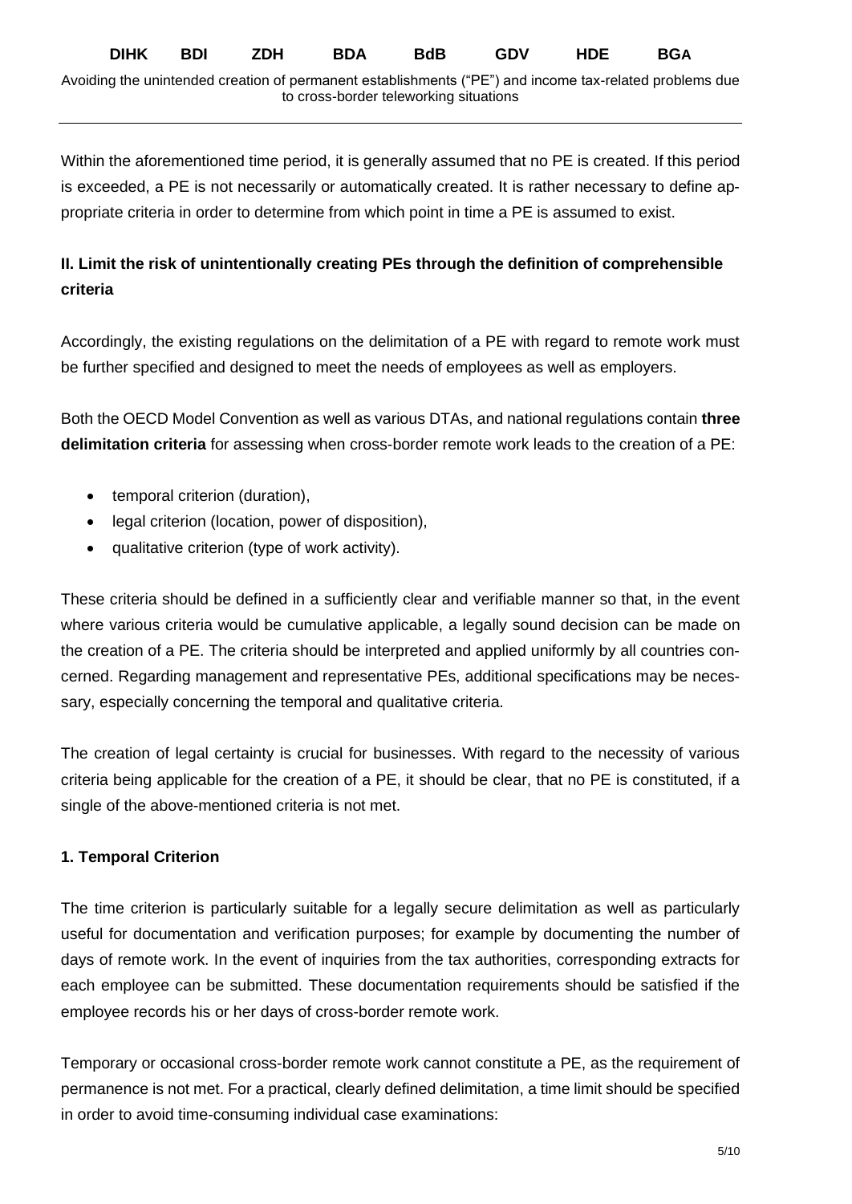Within the aforementioned time period, it is generally assumed that no PE is created. If this period is exceeded, a PE is not necessarily or automatically created. It is rather necessary to define appropriate criteria in order to determine from which point in time a PE is assumed to exist.

## II. Limit the risk of unintentionally creating PEs through the definition of comprehensible criteria

Accordingly, the existing regulations on the delimitation of a PE with regard to remote work must be further specified and designed to meet the needs of employees as well as employers.

Both the OECD Model Convention as well as various DTAs, and national regulations contain **three delimitation criteria** for assessing when cross-border remote work leads to the creation of a PE:

- temporal criterion (duration),
- legal criterion (location, power of disposition),
- qualitative criterion (type of work activity).

These criteria should be defined in a sufficiently clear and verifiable manner so that, in the event where various criteria would be cumulative applicable, a legally sound decision can be made on the creation of a PE. The criteria should be interpreted and applied uniformly by all countries concerned. Regarding management and representative PEs, additional specifications may be necessary, especially concerning the temporal and qualitative criteria.

The creation of legal certainty is crucial for businesses. With regard to the necessity of various criteria being applicable for the creation of a PE, it should be clear, that no PE is constituted, if a single of the above-mentioned criteria is not met.

### 1. Temporal Criterion

The time criterion is particularly suitable for a legally secure delimitation as well as particularly useful for documentation and verification purposes; for example by documenting the number of days of remote work. In the event of inquiries from the tax authorities, corresponding extracts for each employee can be submitted. These documentation requirements should be satisfied if the employee records his or her days of cross-border remote work.

Temporary or occasional cross-border remote work cannot constitute a PE, as the requirement of permanence is not met. For a practical, clearly defined delimitation, a time limit should be specified in order to avoid time-consuming individual case examinations: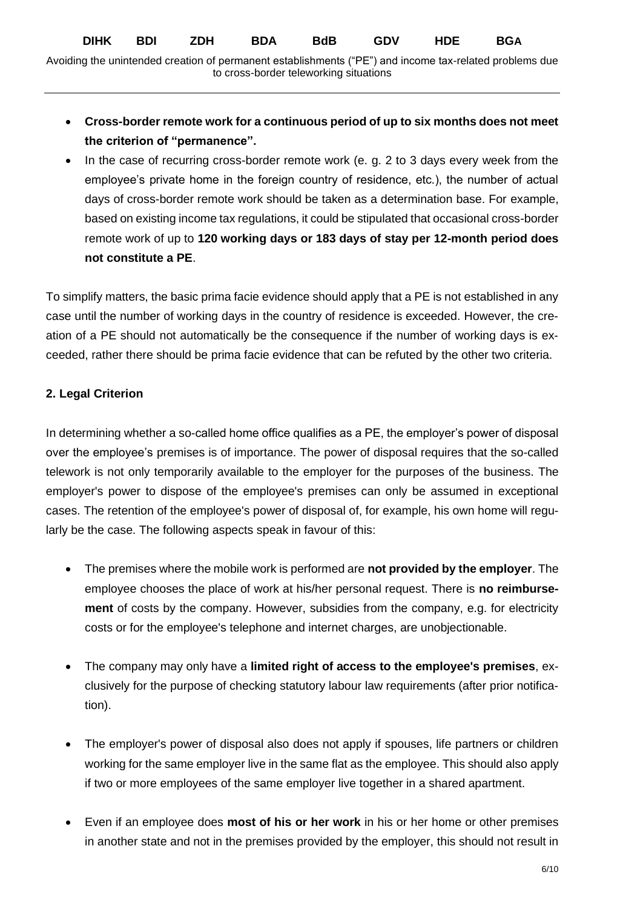- **Cross-border remote work for a continuous period of up to six months does not meet the criterion of "permanence".**
- In the case of recurring cross-border remote work (e. g. 2 to 3 days every week from the employee's private home in the foreign country of residence, etc.), the number of actual days of cross-border remote work should be taken as a determination base. For example, based on existing income tax regulations, it could be stipulated that occasional cross-border remote work of up to **120 working days or 183 days of stay per 12-month period does not constitute a PE**.

To simplify matters, the basic prima facie evidence should apply that a PE is not established in any case until the number of working days in the country of residence is exceeded. However, the creation of a PE should not automatically be the consequence if the number of working days is exceeded, rather there should be prima facie evidence that can be refuted by the other two criteria.

**2. Legal Criterion**

In determining whether a so-called home office qualifies as a PE, the employer's power of disposal over the employee's premises is of importance. The power of disposal requires that the so-called telework is not only temporarily available to the employer for the purposes of the business. The employer's power to dispose of the employee's premises can only be assumed in exceptional cases. The retention of the employee's power of disposal of, for example, his own home will regularly be the case. The following aspects speak in favour of this:

- The premises where the mobile work is performed are **not provided by the employer**. The employee chooses the place of work at his/her personal request. There is **no reimbursement** of costs by the company. However, subsidies from the company, e.g. for electricity costs or for the employee's telephone and internet charges, are unobjectionable.

- The company may only have a **limited right of access to the employee's premises**, exclusively for the purpose of checking statutory labour law requirements (after prior notification).

- The employer's power of disposal also does not apply if spouses, life partners or children working for the same employer live in the same flat as the employee. This should also apply if two or more employees of the same employer live together in a shared apartment.

- Even if an employee does **most of his or her work** in his or her home or other premises in another state and not in the premises provided by the employer, this should not result in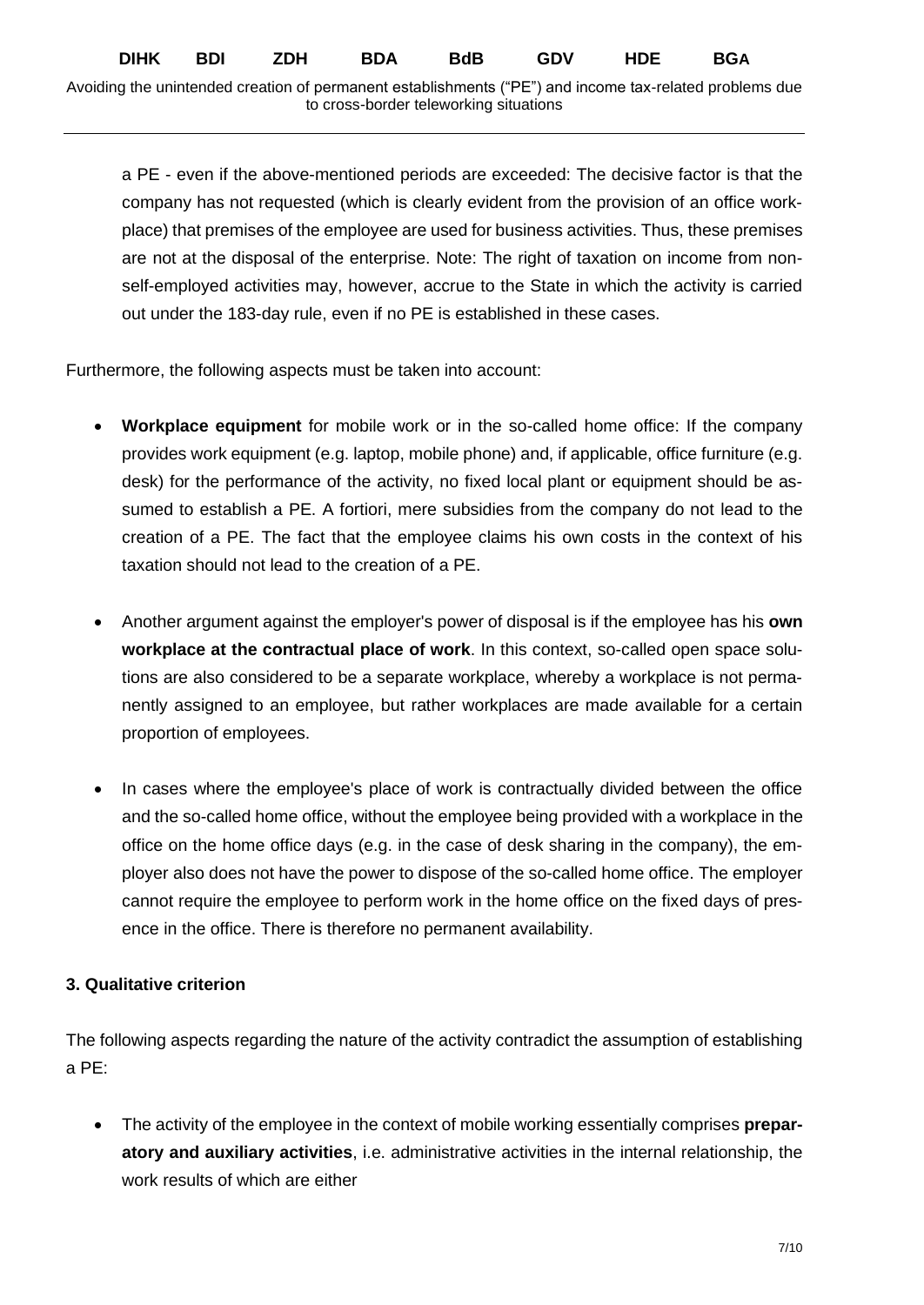a PE - even if the above-mentioned periods are exceeded: The decisive factor is that the company has not requested (which is clearly evident from the provision of an office workplace) that premises of the employee are used for business activities. Thus, these premises are not at the disposal of the enterprise. Note: The right of taxation on income from non-self-employed activities may, however, accrue to the State in which the activity is carried out under the 183-day rule, even if no PE is established in these cases.

Furthermore, the following aspects must be taken into account:

- **Workplace equipment** for mobile work or in the so-called home office: If the company provides work equipment (e.g. laptop, mobile phone) and, if applicable, office furniture (e.g. desk) for the performance of the activity, no fixed local plant or equipment should be assumed to establish a PE. A fortiori, mere subsidies from the company do not lead to the creation of a PE. The fact that the employee claims his own costs in the context of his taxation should not lead to the creation of a PE.

- Another argument against the employer's power of disposal is if the employee has his **own workplace at the contractual place of work**. In this context, so-called open space solutions are also considered to be a separate workplace, whereby a workplace is not permanently assigned to an employee, but rather workplaces are made available for a certain proportion of employees.

- In cases where the employee's place of work is contractually divided between the office and the so-called home office, without the employee being provided with a workplace in the office on the home office days (e.g. in the case of desk sharing in the company), the employer also does not have the power to dispose of the so-called home office. The employer cannot require the employee to perform work in the home office on the fixed days of presence in the office. There is therefore no permanent availability.

### 3. Qualitative criterion

The following aspects regarding the nature of the activity contradict the assumption of establishing a PE:

- The activity of the employee in the context of mobile working essentially comprises **preparatory and auxiliary activities**, i.e. administrative activities in the internal relationship, the work results of which are either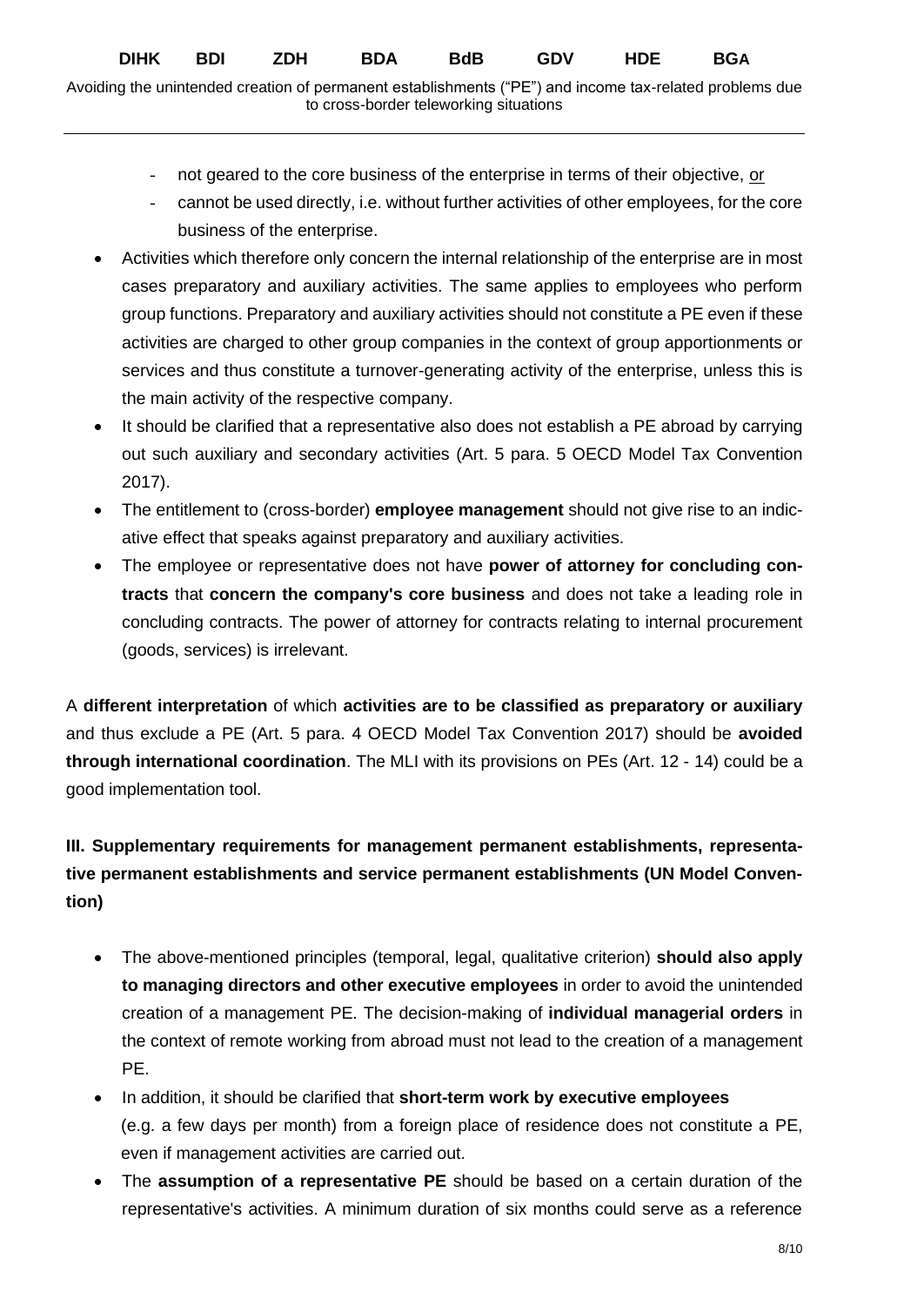- not geared to the core business of the enterprise in terms of their objective, <u>or</u>
  - cannot be used directly, i.e. without further activities of other employees, for the core business of the enterprise.
- Activities which therefore only concern the internal relationship of the enterprise are in most cases preparatory and auxiliary activities. The same applies to employees who perform group functions. Preparatory and auxiliary activities should not constitute a PE even if these activities are charged to other group companies in the context of group apportionments or services and thus constitute a turnover-generating activity of the enterprise, unless this is the main activity of the respective company.
- It should be clarified that a representative also does not establish a PE abroad by carrying out such auxiliary and secondary activities (Art. 5 para. 5 OECD Model Tax Convention 2017).
- The entitlement to (cross-border) **employee management** should not give rise to an indicative effect that speaks against preparatory and auxiliary activities.
- The employee or representative does not have **power of attorney for concluding contracts** that **concern the company's core business** and does not take a leading role in concluding contracts. The power of attorney for contracts relating to internal procurement (goods, services) is irrelevant.

A **different interpretation** of which **activities are to be classified as preparatory or auxiliary** and thus exclude a PE (Art. 5 para. 4 OECD Model Tax Convention 2017) should be **avoided through international coordination**. The MLI with its provisions on PEs (Art. 12 - 14) could be a good implementation tool.

## III. Supplementary requirements for management permanent establishments, representative permanent establishments and service permanent establishments (UN Model Convention)

- The above-mentioned principles (temporal, legal, qualitative criterion) **should also apply to managing directors and other executive employees** in order to avoid the unintended creation of a management PE. The decision-making of **individual managerial orders** in the context of remote working from abroad must not lead to the creation of a management PE.
- In addition, it should be clarified that **short-term work by executive employees** (e.g. a few days per month) from a foreign place of residence does not constitute a PE, even if management activities are carried out.
- The **assumption of a representative PE** should be based on a certain duration of the representative's activities. A minimum duration of six months could serve as a reference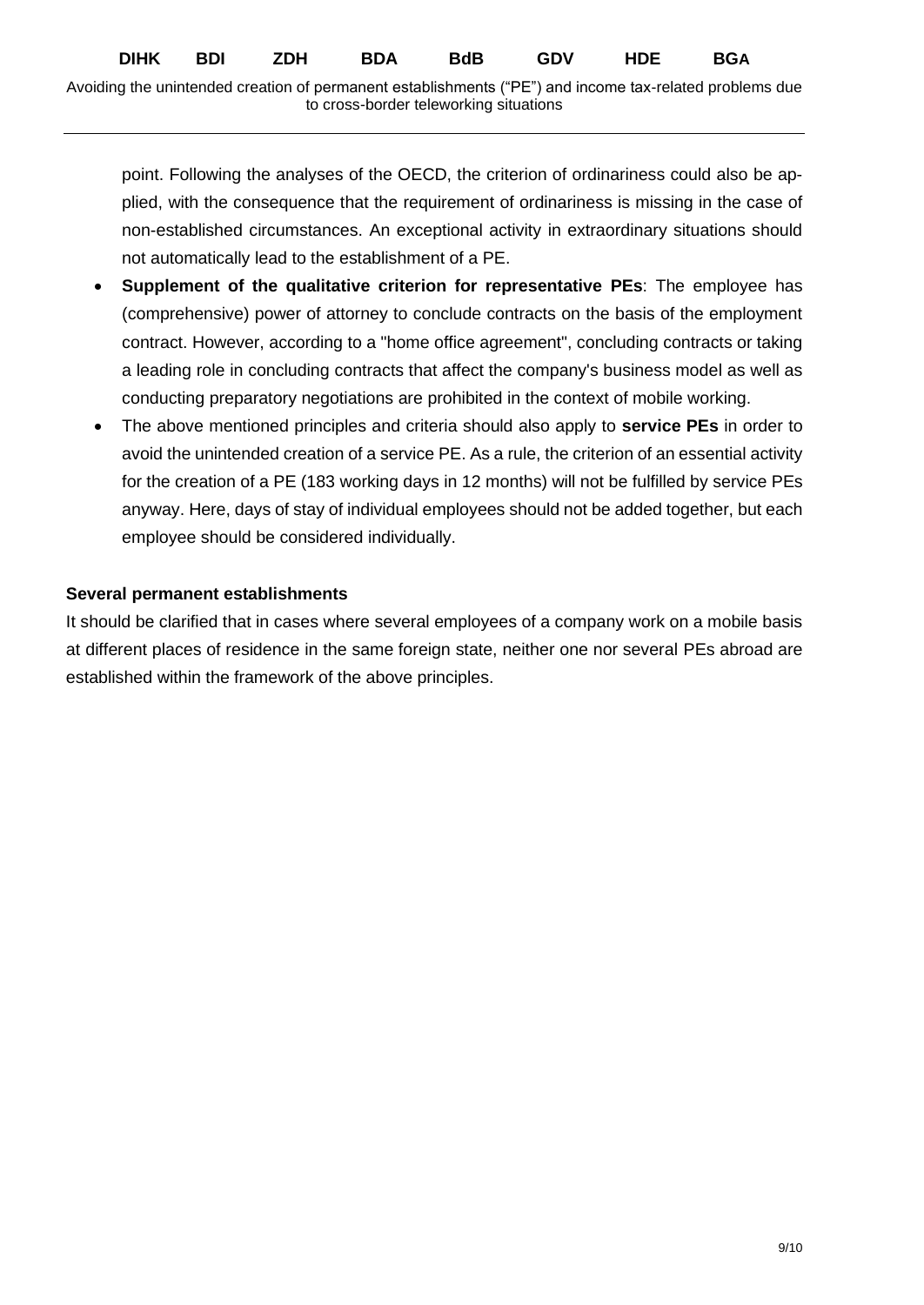point. Following the analyses of the OECD, the criterion of ordinariness could also be applied, with the consequence that the requirement of ordinariness is missing in the case of non-established circumstances. An exceptional activity in extraordinary situations should not automatically lead to the establishment of a PE.

- **Supplement of the qualitative criterion for representative PEs**: The employee has (comprehensive) power of attorney to conclude contracts on the basis of the employment contract. However, according to a "home office agreement", concluding contracts or taking a leading role in concluding contracts that affect the company's business model as well as conducting preparatory negotiations are prohibited in the context of mobile working.
- The above mentioned principles and criteria should also apply to **service PEs** in order to avoid the unintended creation of a service PE. As a rule, the criterion of an essential activity for the creation of a PE (183 working days in 12 months) will not be fulfilled by service PEs anyway. Here, days of stay of individual employees should not be added together, but each employee should be considered individually.

**Several permanent establishments**

It should be clarified that in cases where several employees of a company work on a mobile basis at different places of residence in the same foreign state, neither one nor several PEs abroad are established within the framework of the above principles.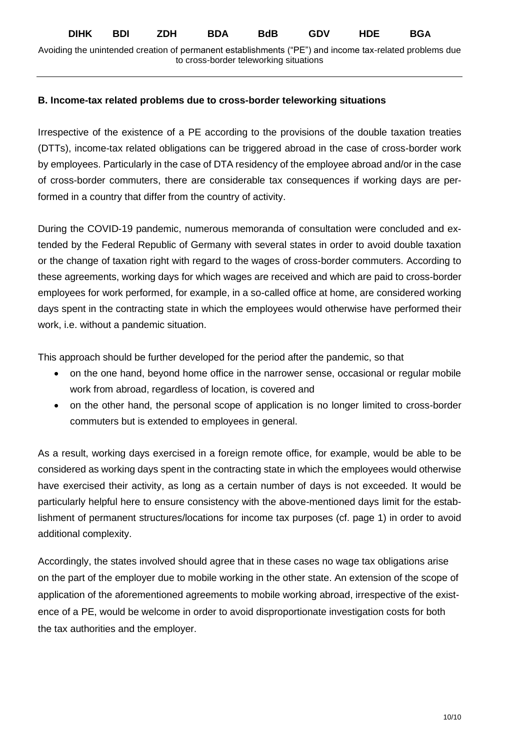## B. Income-tax related problems due to cross-border teleworking situations

Irrespective of the existence of a PE according to the provisions of the double taxation treaties (DTTs), income-tax related obligations can be triggered abroad in the case of cross-border work by employees. Particularly in the case of DTA residency of the employee abroad and/or in the case of cross-border commuters, there are considerable tax consequences if working days are performed in a country that differ from the country of activity.

During the COVID-19 pandemic, numerous memoranda of consultation were concluded and extended by the Federal Republic of Germany with several states in order to avoid double taxation or the change of taxation right with regard to the wages of cross-border commuters. According to these agreements, working days for which wages are received and which are paid to cross-border employees for work performed, for example, in a so-called office at home, are considered working days spent in the contracting state in which the employees would otherwise have performed their work, i.e. without a pandemic situation.

This approach should be further developed for the period after the pandemic, so that

- on the one hand, beyond home office in the narrower sense, occasional or regular mobile work from abroad, regardless of location, is covered and
- on the other hand, the personal scope of application is no longer limited to cross-border commuters but is extended to employees in general.

As a result, working days exercised in a foreign remote office, for example, would be able to be considered as working days spent in the contracting state in which the employees would otherwise have exercised their activity, as long as a certain number of days is not exceeded. It would be particularly helpful here to ensure consistency with the above-mentioned days limit for the establishment of permanent structures/locations for income tax purposes (cf. page 1) in order to avoid additional complexity.

Accordingly, the states involved should agree that in these cases no wage tax obligations arise on the part of the employer due to mobile working in the other state. An extension of the scope of application of the aforementioned agreements to mobile working abroad, irrespective of the existence of a PE, would be welcome in order to avoid disproportionate investigation costs for both the tax authorities and the employer.